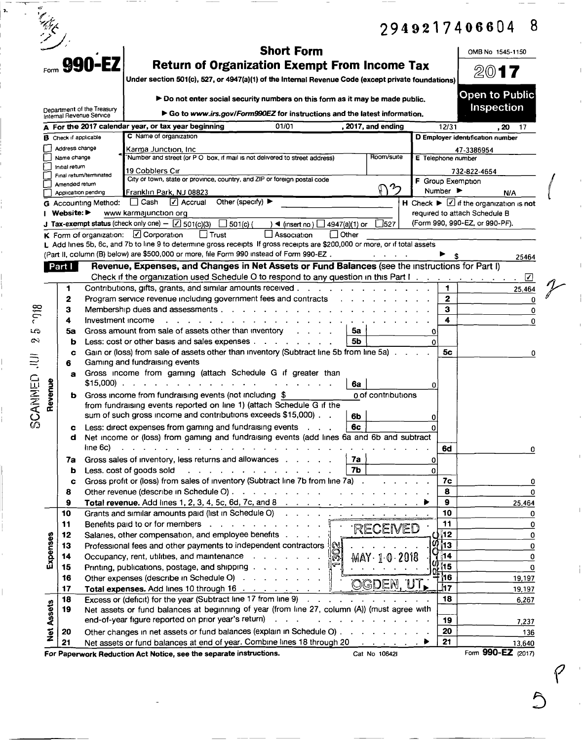2949217406604 8

Form **990-EZ**

# Short Form
# Return of Organization Exempt From Income Tax

**Under section 501(c), 527, or 4947(a)(1) of the Internal Revenue Code (except private foundations)**

► Do not enter social security numbers on this form as it may be made public.

► Go to www.irs.gov/Form990EZ for instructions and the latest information.

Department of the Treasury
Internal Revenue Service

OMB No 1545-1150

**2017**

**Open to Public Inspection**

**A** For the 2017 calendar year, or tax year beginning 01/01, 2017, and ending 12/31, 20 17

**B** Check if applicable
- ☐ Address change
- ☐ Name change
- ☐ Initial return
- ☐ Final return/terminated
- ☐ Amended return
- ☐ Application pending

**C** Name of organization
Karma Junction, Inc

Number and street (or P O box, if mail is not delivered to street address) | Room/suite
19 Cobblers Cir

City or town, state or province, country, and ZIP or foreign postal code
Franklin Park, NJ 08823

**D** Employer identification number
47-3386954

**E** Telephone number
732-822-4654

**F** Group Exemption Number ► N/A

**G** Accounting Method: ☐ Cash ☑ Accrual Other (specify) ►

**H** Check ► ☑ if the organization is not required to attach Schedule B (Form 990, 990-EZ, or 990-PF).

**I** Website: ► www karmajunction org

**J** Tax-exempt status (check only one) — ☑ 501(c)(3) ☐ 501(c) ( ) ◄ (insert no) ☐ 4947(a)(1) or ☐ 527

**K** Form of organization: ☑ Corporation ☐ Trust ☐ Association ☐ Other

**L** Add lines 5b, 6c, and 7b to line 9 to determine gross receipts If gross receipts are $200,000 or more, or if total assets (Part II, column (B) below) are $500,000 or more, file Form 990 instead of Form 990-EZ . . . . . ► $ 25464

## Part I Revenue, Expenses, and Changes in Net Assets or Fund Balances (see the instructions for Part I)

Check if the organization used Schedule O to respond to any question in this Part I . . . . . ☑

| Section | Line | Description | Sub-line | Sub-amount | Line | Amount |
|---|---|---|---|---|---|---|
| Revenue | 1 | Contributions, gifts, grants, and similar amounts received | | | 1 | 25,464 |
| | 2 | Program service revenue including government fees and contracts | | | 2 | 0 |
| | 3 | Membership dues and assessments | | | 3 | 0 |
| | 4 | Investment income | | | 4 | 0 |
| | 5a | Gross amount from sale of assets other than inventory | 5a | 0 | | |
| | b | Less: cost or other basis and sales expenses | 5b | 0 | | |
| | c | Gain or (loss) from sale of assets other than inventory (Subtract line 5b from line 5a) | | | 5c | 0 |
| | 6 | Gaming and fundraising events | | | | |
| | a | Gross income from gaming (attach Schedule G if greater than $15,000) | 6a | 0 | | |
| | b | Gross income from fundraising events (not including $ 0 of contributions from fundraising events reported on line 1) (attach Schedule G if the sum of such gross income and contributions exceeds $15,000) | 6b | 0 | | |
| | c | Less: direct expenses from gaming and fundraising events | 6c | 0 | | |
| | d | Net income or (loss) from gaming and fundraising events (add lines 6a and 6b and subtract line 6c) | | | 6d | 0 |
| | 7a | Gross sales of inventory, less returns and allowances | 7a | 0 | | |
| | b | Less. cost of goods sold | 7b | 0 | | |
| | c | Gross profit or (loss) from sales of inventory (Subtract line 7b from line 7a) | | | 7c | 0 |
| | 8 | Other revenue (describe in Schedule O) | | | 8 | 0 |
| | 9 | **Total revenue.** Add lines 1, 2, 3, 4, 5c, 6d, 7c, and 8 | | | 9 | 25,464 |
| Expenses | 10 | Grants and similar amounts paid (list in Schedule O) | | | 10 | 0 |
| | 11 | Benefits paid to or for members | | | 11 | 0 |
| | 12 | Salaries, other compensation, and employee benefits | | | 12 | 0 |
| | 13 | Professional fees and other payments to independent contractors | | | 13 | 0 |
| | 14 | Occupancy, rent, utilities, and maintenance | | | 14 | 0 |
| | 15 | Printing, publications, postage, and shipping | | | 15 | 0 |
| | 16 | Other expenses (describe in Schedule O) | | | 16 | 19,197 |
| | 17 | **Total expenses.** Add lines 10 through 16 | | | 17 | 19,197 |
| Net Assets | 18 | Excess or (deficit) for the year (Subtract line 17 from line 9) | | | 18 | 6,267 |
| | 19 | Net assets or fund balances at beginning of year (from line 27, column (A)) (must agree with end-of-year figure reported on prior year's return) | | | 19 | 7,237 |
| | 20 | Other changes in net assets or fund balances (explain in Schedule O) | | | 20 | 136 |
| | 21 | Net assets or fund balances at end of year. Combine lines 18 through 20 | | | 21 | 13,640 |

RECEIVED MAY 10 2018 OGDEN, UT

SCANNED JUL 25 2018

For Paperwork Reduction Act Notice, see the separate instructions. Cat No 10642I Form **990-EZ** (2017)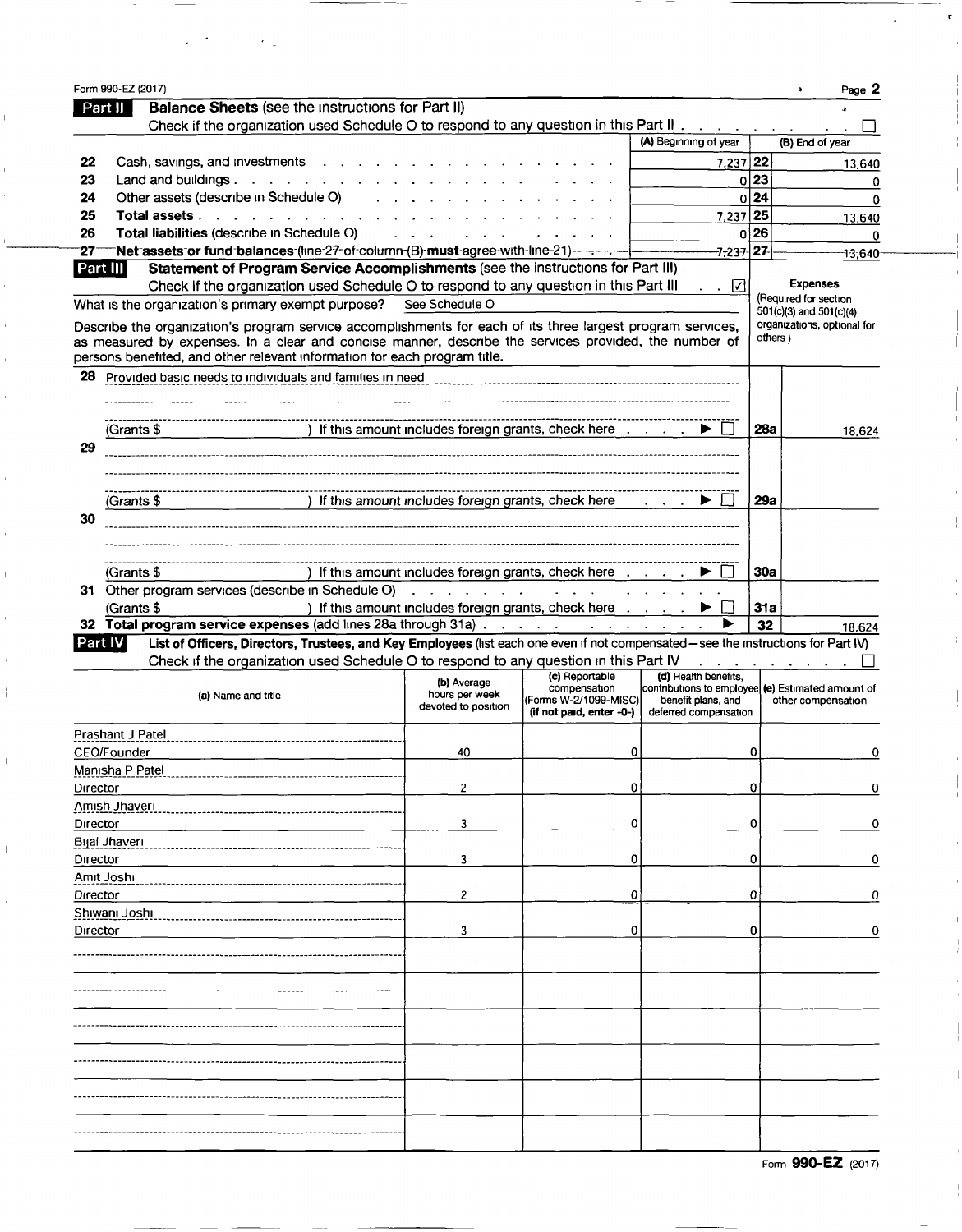Form 990-EZ (2017)

## Part II Balance Sheets (see the instructions for Part II)

Check if the organization used Schedule O to respond to any question in this Part II . . . . . . . . . ☐

| | | (A) Beginning of year | | (B) End of year |
|---|---|---|---|---|
| 22 | Cash, savings, and investments | 7,237 | 22 | 13,640 |
| 23 | Land and buildings | 0 | 23 | 0 |
| 24 | Other assets (describe in Schedule O) | 0 | 24 | 0 |
| 25 | **Total assets** | 7,237 | 25 | 13,640 |
| 26 | **Total liabilities** (describe in Schedule O) | 0 | 26 | 0 |
| 27 | **Net assets or fund balances** (line 27 of column (B) **must** agree with line 21) | 7,237 | 27 | 13,640 |

## Part III Statement of Program Service Accomplishments (see the instructions for Part III)

Check if the organization used Schedule O to respond to any question in this Part III . . ☑

What is the organization's primary exempt purpose? See Schedule O

Describe the organization's program service accomplishments for each of its three largest program services, as measured by expenses. In a clear and concise manner, describe the services provided, the number of persons benefited, and other relevant information for each program title.

**Expenses** (Required for section 501(c)(3) and 501(c)(4) organizations, optional for others.)

| | | | Expenses |
|---|---|---|---|
| 28 | Provided basic needs to individuals and families in need<br>(Grants $ ) If this amount includes foreign grants, check here . . . . ▶ ☐ | 28a | 18,624 |
| 29 | (Grants $ ) If this amount includes foreign grants, check here . . . ▶ ☐ | 29a | |
| 30 | (Grants $ ) If this amount includes foreign grants, check here . . . . ▶ ☐ | 30a | |
| 31 | Other program services (describe in Schedule O)<br>(Grants $ ) If this amount includes foreign grants, check here . . . . ▶ ☐ | 31a | |
| 32 | **Total program service expenses** (add lines 28a through 31a) . . . . ▶ | 32 | 18,624 |

## Part IV List of Officers, Directors, Trustees, and Key Employees (list each one even if not compensated—see the instructions for Part IV)

Check if the organization used Schedule O to respond to any question in this Part IV . . . . . . . . . ☐

| (a) Name and title | (b) Average hours per week devoted to position | (c) Reportable compensation (Forms W-2/1099-MISC) (if not paid, enter -0-) | (d) Health benefits, contributions to employee benefit plans, and deferred compensation | (e) Estimated amount of other compensation |
|---|---|---|---|---|
| Prashant J Patel<br>CEO/Founder | 40 | 0 | 0 | 0 |
| Manisha P Patel<br>Director | 2 | 0 | 0 | 0 |
| Amish Jhaveri<br>Director | 3 | 0 | 0 | 0 |
| Bijal Jhaveri<br>Director | 3 | 0 | 0 | 0 |
| Amit Joshi<br>Director | 2 | 0 | 0 | 0 |
| Shiwani Joshi<br>Director | 3 | 0 | 0 | 0 |

Form **990-EZ** (2017)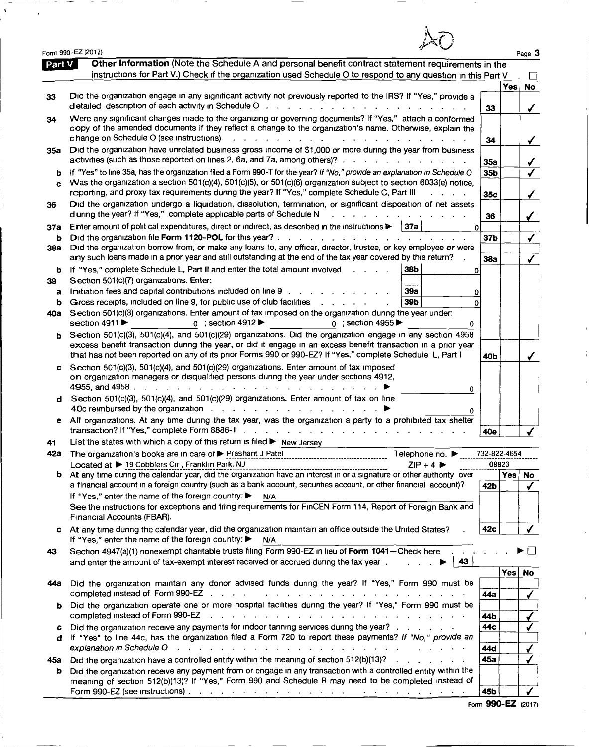Form 990-EZ (2017)

## Part V Other Information

(Note the Schedule A and personal benefit contract statement requirements in the instructions for Part V.) Check if the organization used Schedule O to respond to any question in this Part V . ☐

| | | | Yes | No |
|---|---|---|---|---|
| 33 | Did the organization engage in any significant activity not previously reported to the IRS? If "Yes," provide a detailed description of each activity in Schedule O | 33 | | ✓ |
| 34 | Were any significant changes made to the organizing or governing documents? If "Yes," attach a conformed copy of the amended documents if they reflect a change to the organization's name. Otherwise, explain the change on Schedule O (see instructions) | 34 | | ✓ |
| 35a | Did the organization have unrelated business gross income of $1,000 or more during the year from business activities (such as those reported on lines 2, 6a, and 7a, among others)? | 35a | | ✓ |
| b | If "Yes" to line 35a, has the organization filed a Form 990-T for the year? *If "No," provide an explanation in Schedule O* | 35b | | ✓ |
| c | Was the organization a section 501(c)(4), 501(c)(5), or 501(c)(6) organization subject to section 6033(e) notice, reporting, and proxy tax requirements during the year? If "Yes," complete Schedule C, Part III | 35c | | ✓ |
| 36 | Did the organization undergo a liquidation, dissolution, termination, or significant disposition of net assets during the year? If "Yes," complete applicable parts of Schedule N | 36 | | ✓ |
| 37a | Enter amount of political expenditures, direct or indirect, as described in the instructions ▶ 37a 0 | | | |
| b | Did the organization file **Form 1120-POL** for this year? | 37b | | ✓ |
| 38a | Did the organization borrow from, or make any loans to, any officer, director, trustee, or key employee **or** were any such loans made in a prior year and still outstanding at the end of the tax year covered by this return? | 38a | | ✓ |
| b | If "Yes," complete Schedule L, Part II and enter the total amount involved 38b 0 | | | |
| 39 | Section 501(c)(7) organizations. Enter: | | | |
| a | Initiation fees and capital contributions included on line 9 39a 0 | | | |
| b | Gross receipts, included on line 9, for public use of club facilities 39b 0 | | | |
| 40a | Section 501(c)(3) organizations. Enter amount of tax imposed on the organization during the year under: section 4911 ▶ 0 ; section 4912 ▶ 0 ; section 4955 ▶ 0 | | | |
| b | Section 501(c)(3), 501(c)(4), and 501(c)(29) organizations. Did the organization engage in any section 4958 excess benefit transaction during the year, or did it engage in an excess benefit transaction in a prior year that has not been reported on any of its prior Forms 990 or 990-EZ? If "Yes," complete Schedule L, Part I | 40b | | ✓ |
| c | Section 501(c)(3), 501(c)(4), and 501(c)(29) organizations. Enter amount of tax imposed on organization managers or disqualified persons during the year under sections 4912, 4955, and 4958 ▶ 0 | | | |
| d | Section 501(c)(3), 501(c)(4), and 501(c)(29) organizations. Enter amount of tax on line 40c reimbursed by the organization ▶ 0 | | | |
| e | All organizations. At any time during the tax year, was the organization a party to a prohibited tax shelter transaction? If "Yes," complete Form 8886-T | 40e | | ✓ |

41 List the states with which a copy of this return is filed ▶ New Jersey

42a The organization's books are in care of ▶ Prashant J Patel Telephone no. ▶ 732-822-4654

Located at ▶ 19 Cobblers Cir , Franklin Park, NJ ZIP + 4 ▶ 08823

| | | | Yes | No |
|---|---|---|---|---|
| b | At any time during the calendar year, did the organization have an interest in or a signature or other authority over a financial account in a foreign country (such as a bank account, securities account, or other financial account)? If "Yes," enter the name of the foreign country: ▶ N/A<br>See the instructions for exceptions and filing requirements for FinCEN Form 114, Report of Foreign Bank and Financial Accounts (FBAR). | 42b | | ✓ |
| c | At any time during the calendar year, did the organization maintain an office outside the United States? If "Yes," enter the name of the foreign country: ▶ N/A | 42c | | ✓ |

43 Section 4947(a)(1) nonexempt charitable trusts filing Form 990-EZ in lieu of **Form 1041**—Check here ▶ ☐ and enter the amount of tax-exempt interest received or accrued during the tax year ▶ 43

| | | | Yes | No |
|---|---|---|---|---|
| 44a | Did the organization maintain any donor advised funds during the year? If "Yes," Form 990 must be completed instead of Form 990-EZ | 44a | | ✓ |
| b | Did the organization operate one or more hospital facilities during the year? If "Yes," Form 990 must be completed instead of Form 990-EZ | 44b | | ✓ |
| c | Did the organization receive any payments for indoor tanning services during the year? | 44c | | ✓ |
| d | If "Yes" to line 44c, has the organization filed a Form 720 to report these payments? *If "No," provide an explanation in Schedule O* | 44d | | ✓ |
| 45a | Did the organization have a controlled entity within the meaning of section 512(b)(13)? | 45a | | ✓ |
| b | Did the organization receive any payment from or engage in any transaction with a controlled entity within the meaning of section 512(b)(13)? If "Yes," Form 990 and Schedule R may need to be completed instead of Form 990-EZ (see instructions) | 45b | | ✓ |

Form **990-EZ** (2017)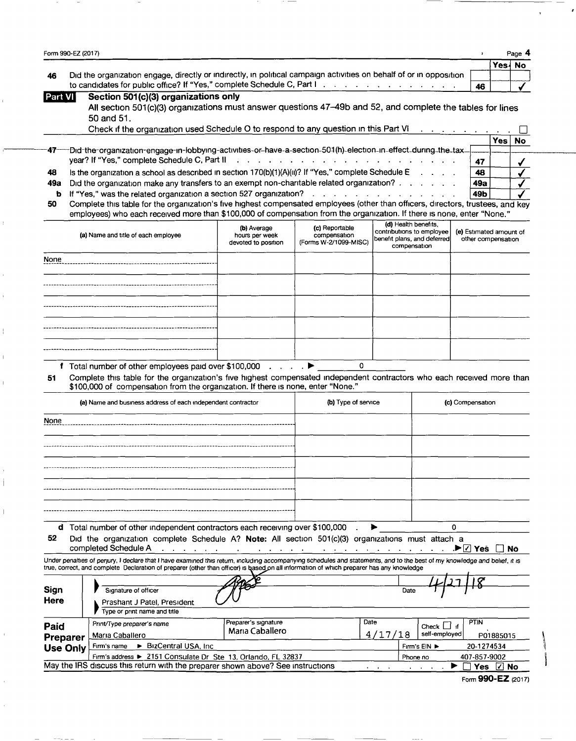Form 990-EZ (2017) Page 4

| | | | Yes | No |
|---|---|---|---|---|
| 46 | Did the organization engage, directly or indirectly, in political campaign activities on behalf of or in opposition to candidates for public office? If "Yes," complete Schedule C, Part I | 46 | | ✓ |

**Part VI** **Section 501(c)(3) organizations only**

All section 501(c)(3) organizations must answer questions 47–49b and 52, and complete the tables for lines 50 and 51.

Check if the organization used Schedule O to respond to any question in this Part VI ☐

| | | | Yes | No |
|---|---|---|---|---|
| 47 | Did the organization engage in lobbying activities or have a section 501(h) election in effect during the tax year? If "Yes," complete Schedule C, Part II | 47 | | ✓ |
| 48 | Is the organization a school as described in section 170(b)(1)(A)(ii)? If "Yes," complete Schedule E | 48 | | ✓ |
| 49a | Did the organization make any transfers to an exempt non-charitable related organization? | 49a | | ✓ |
| b | If "Yes," was the related organization a section 527 organization? | 49b | | ✓ |

**50** Complete this table for the organization's five highest compensated employees (other than officers, directors, trustees, and key employees) who each received more than $100,000 of compensation from the organization. If there is none, enter "None."

| (a) Name and title of each employee | (b) Average hours per week devoted to position | (c) Reportable compensation (Forms W-2/1099-MISC) | (d) Health benefits, contributions to employee benefit plans, and deferred compensation | (e) Estimated amount of other compensation |
|---|---|---|---|---|
| None | | | | |
| | | | | |
| | | | | |
| | | | | |
| | | | | |

**f** Total number of other employees paid over $100,000 ▶ 0

**51** Complete this table for the organization's five highest compensated independent contractors who each received more than $100,000 of compensation from the organization. If there is none, enter "None."

| (a) Name and business address of each independent contractor | (b) Type of service | (c) Compensation |
|---|---|---|
| None | | |
| | | |
| | | |
| | | |
| | | |

**d** Total number of other independent contractors each receiving over $100,000 ▶ 0

**52** Did the organization complete Schedule A? **Note:** All section 501(c)(3) organizations must attach a completed Schedule A ▶ ☑ Yes ☐ No

Under penalties of perjury, I declare that I have examined this return, including accompanying schedules and statements, and to the best of my knowledge and belief, it is true, correct, and complete. Declaration of preparer (other than officer) is based on all information of which preparer has any knowledge.

**Sign Here**

Signature of officer: [signature] Date: 4/27/18

Prashant J Patel, President
Type or print name and title

| **Paid Preparer Use Only** | Print/Type preparer's name: Maria Caballero | Preparer's signature: Maria Caballero | Date: 4/17/18 | Check ☐ if self-employed | PTIN: P01885015 |
|---|---|---|---|---|---|
| | Firm's name ▶ BizCentral USA, Inc | | | Firm's EIN ▶ | 20-1274534 |
| | Firm's address ▶ 2151 Consulate Dr Ste 13, Orlando, FL 32837 | | | Phone no | 407-857-9002 |

May the IRS discuss this return with the preparer shown above? See instructions ▶ ☐ Yes ☑ No

Form **990-EZ** (2017)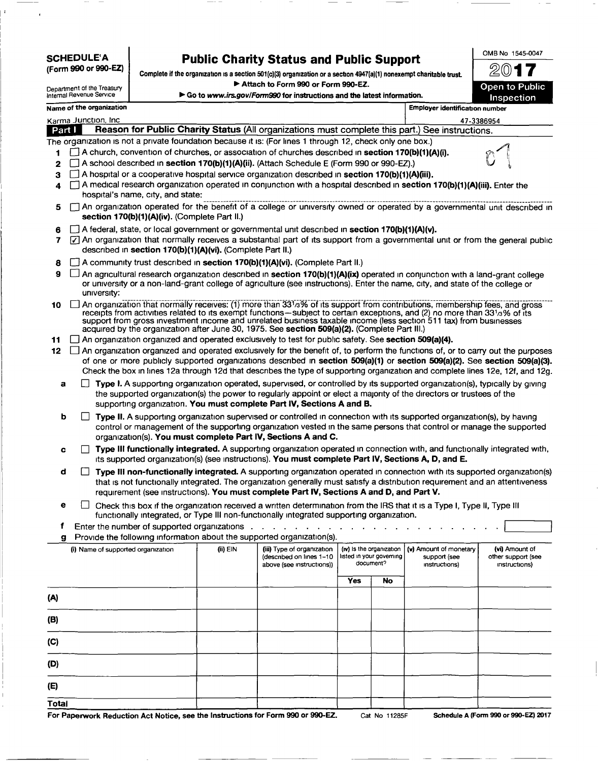**SCHEDULE A**
**(Form 990 or 990-EZ)**

Department of the Treasury
Internal Revenue Service

# Public Charity Status and Public Support

**Complete if the organization is a section 501(c)(3) organization or a section 4947(a)(1) nonexempt charitable trust.**
**▶ Attach to Form 990 or Form 990-EZ.**
**▶ Go to www.irs.gov/Form990 for instructions and the latest information.**

OMB No 1545-0047

**2017**

**Open to Public Inspection**

| Name of the organization | Employer identification number |
|---|---|
| Karma Junction, Inc | 47-3386954 |

## Part I Reason for Public Charity Status (All organizations must complete this part.) See instructions.

The organization is not a private foundation because it is: (For lines 1 through 12, check only one box.)

1. ☐ A church, convention of churches, or association of churches described in **section 170(b)(1)(A)(i).**
2. ☐ A school described in **section 170(b)(1)(A)(ii).** (Attach Schedule E (Form 990 or 990-EZ).)
3. ☐ A hospital or a cooperative hospital service organization described in **section 170(b)(1)(A)(iii).**
4. ☐ A medical research organization operated in conjunction with a hospital described in **section 170(b)(1)(A)(iii).** Enter the hospital's name, city, and state:
5. ☐ An organization operated for the benefit of a college or university owned or operated by a governmental unit described in **section 170(b)(1)(A)(iv).** (Complete Part II.)
6. ☐ A federal, state, or local government or governmental unit described in **section 170(b)(1)(A)(v).**
7. ☑ An organization that normally receives a substantial part of its support from a governmental unit or from the general public described in **section 170(b)(1)(A)(vi).** (Complete Part II.)
8. ☐ A community trust described in **section 170(b)(1)(A)(vi).** (Complete Part II.)
9. ☐ An agricultural research organization described in **section 170(b)(1)(A)(ix)** operated in conjunction with a land-grant college or university or a non-land-grant college of agriculture (see instructions). Enter the name, city, and state of the college or university:
10. ☐ An organization that normally receives: (1) more than 33⅓% of its support from contributions, membership fees, and gross receipts from activities related to its exempt functions—subject to certain exceptions, and (2) no more than 33⅓% of its support from gross investment income and unrelated business taxable income (less section 511 tax) from businesses acquired by the organization after June 30, 1975. See **section 509(a)(2).** (Complete Part III.)
11. ☐ An organization organized and operated exclusively to test for public safety. See **section 509(a)(4).**
12. ☐ An organization organized and operated exclusively for the benefit of, to perform the functions of, or to carry out the purposes of one or more publicly supported organizations described in **section 509(a)(1)** or **section 509(a)(2).** See **section 509(a)(3).** Check the box in lines 12a through 12d that describes the type of supporting organization and complete lines 12e, 12f, and 12g.
   - **a** ☐ **Type I.** A supporting organization operated, supervised, or controlled by its supported organization(s), typically by giving the supported organization(s) the power to regularly appoint or elect a majority of the directors or trustees of the supporting organization. **You must complete Part IV, Sections A and B.**
   - **b** ☐ **Type II.** A supporting organization supervised or controlled in connection with its supported organization(s), by having control or management of the supporting organization vested in the same persons that control or manage the supported organization(s). **You must complete Part IV, Sections A and C.**
   - **c** ☐ **Type III functionally integrated.** A supporting organization operated in connection with, and functionally integrated with, its supported organization(s) (see instructions). **You must complete Part IV, Sections A, D, and E.**
   - **d** ☐ **Type III non-functionally integrated.** A supporting organization operated in connection with its supported organization(s) that is not functionally integrated. The organization generally must satisfy a distribution requirement and an attentiveness requirement (see instructions). **You must complete Part IV, Sections A and D, and Part V.**
   - **e** ☐ Check this box if the organization received a written determination from the IRS that it is a Type I, Type II, Type III functionally integrated, or Type III non-functionally integrated supporting organization.
   - **f** Enter the number of supported organizations . . . . .
   - **g** Provide the following information about the supported organization(s).

| (i) Name of supported organization | (ii) EIN | (iii) Type of organization (described on lines 1-10 above (see instructions)) | (iv) Is the organization listed in your governing document? | | (v) Amount of monetary support (see instructions) | (vi) Amount of other support (see instructions) |
|---|---|---|---|---|---|---|
| | | | Yes | No | | |
| (A) | | | | | | |
| (B) | | | | | | |
| (C) | | | | | | |
| (D) | | | | | | |
| (E) | | | | | | |
| Total | | | | | | |

For Paperwork Reduction Act Notice, see the Instructions for Form 990 or 990-EZ. Cat No 11285F **Schedule A (Form 990 or 990-EZ) 2017**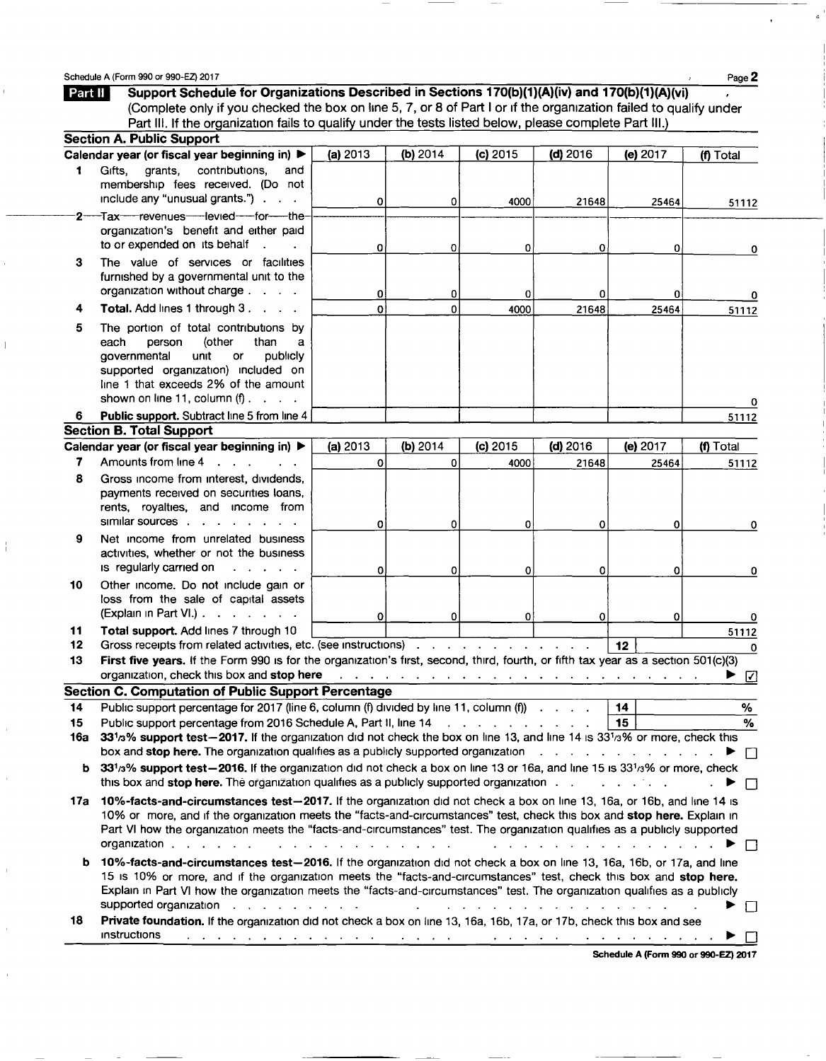Schedule A (Form 990 or 990-EZ) 2017

## Part II Support Schedule for Organizations Described in Sections 170(b)(1)(A)(iv) and 170(b)(1)(A)(vi)

(Complete only if you checked the box on line 5, 7, or 8 of Part I or if the organization failed to qualify under Part III. If the organization fails to qualify under the tests listed below, please complete Part III.)

### Section A. Public Support

| Calendar year (or fiscal year beginning in) ▶ | (a) 2013 | (b) 2014 | (c) 2015 | (d) 2016 | (e) 2017 | (f) Total |
|---|---|---|---|---|---|---|
| 1 Gifts, grants, contributions, and membership fees received. (Do not include any "unusual grants.") | 0 | 0 | 4000 | 21648 | 25464 | 51112 |
| 2 Tax revenues levied for the organization's benefit and either paid to or expended on its behalf | 0 | 0 | 0 | 0 | 0 | 0 |
| 3 The value of services or facilities furnished by a governmental unit to the organization without charge | 0 | 0 | 0 | 0 | 0 | 0 |
| 4 **Total.** Add lines 1 through 3 | 0 | 0 | 4000 | 21648 | 25464 | 51112 |
| 5 The portion of total contributions by each person (other than a governmental unit or publicly supported organization) included on line 1 that exceeds 2% of the amount shown on line 11, column (f) | | | | | | 0 |
| 6 **Public support.** Subtract line 5 from line 4 | | | | | | 51112 |

### Section B. Total Support

| Calendar year (or fiscal year beginning in) ▶ | (a) 2013 | (b) 2014 | (c) 2015 | (d) 2016 | (e) 2017 | (f) Total |
|---|---|---|---|---|---|---|
| 7 Amounts from line 4 | 0 | 0 | 4000 | 21648 | 25464 | 51112 |
| 8 Gross income from interest, dividends, payments received on securities loans, rents, royalties, and income from similar sources | 0 | 0 | 0 | 0 | 0 | 0 |
| 9 Net income from unrelated business activities, whether or not the business is regularly carried on | 0 | 0 | 0 | 0 | 0 | 0 |
| 10 Other income. Do not include gain or loss from the sale of capital assets (Explain in Part VI.) | 0 | 0 | 0 | 0 | 0 | 0 |
| 11 **Total support.** Add lines 7 through 10 | | | | | | 51112 |

12 Gross receipts from related activities, etc. (see instructions) . . . 12 | 0

13 **First five years.** If the Form 990 is for the organization's first, second, third, fourth, or fifth tax year as a section 501(c)(3) organization, check this box and **stop here** ▶ ☑

### Section C. Computation of Public Support Percentage

14 Public support percentage for 2017 (line 6, column (f) divided by line 11, column (f)) . . . 14 | %

15 Public support percentage from 2016 Schedule A, Part II, line 14 . . . 15 | %

16a **33⅓% support test—2017.** If the organization did not check the box on line 13, and line 14 is 33⅓% or more, check this box and **stop here.** The organization qualifies as a publicly supported organization ▶ ☐

b **33⅓% support test—2016.** If the organization did not check a box on line 13 or 16a, and line 15 is 33⅓% or more, check this box and **stop here.** The organization qualifies as a publicly supported organization ▶ ☐

17a **10%-facts-and-circumstances test—2017.** If the organization did not check a box on line 13, 16a, or 16b, and line 14 is 10% or more, and if the organization meets the "facts-and-circumstances" test, check this box and **stop here.** Explain in Part VI how the organization meets the "facts-and-circumstances" test. The organization qualifies as a publicly supported organization ▶ ☐

b **10%-facts-and-circumstances test—2016.** If the organization did not check a box on line 13, 16a, 16b, or 17a, and line 15 is 10% or more, and if the organization meets the "facts-and-circumstances" test, check this box and **stop here.** Explain in Part VI how the organization meets the "facts-and-circumstances" test. The organization qualifies as a publicly supported organization ▶ ☐

18 **Private foundation.** If the organization did not check a box on line 13, 16a, 16b, 17a, or 17b, check this box and see instructions ▶ ☐

Schedule A (Form 990 or 990-EZ) 2017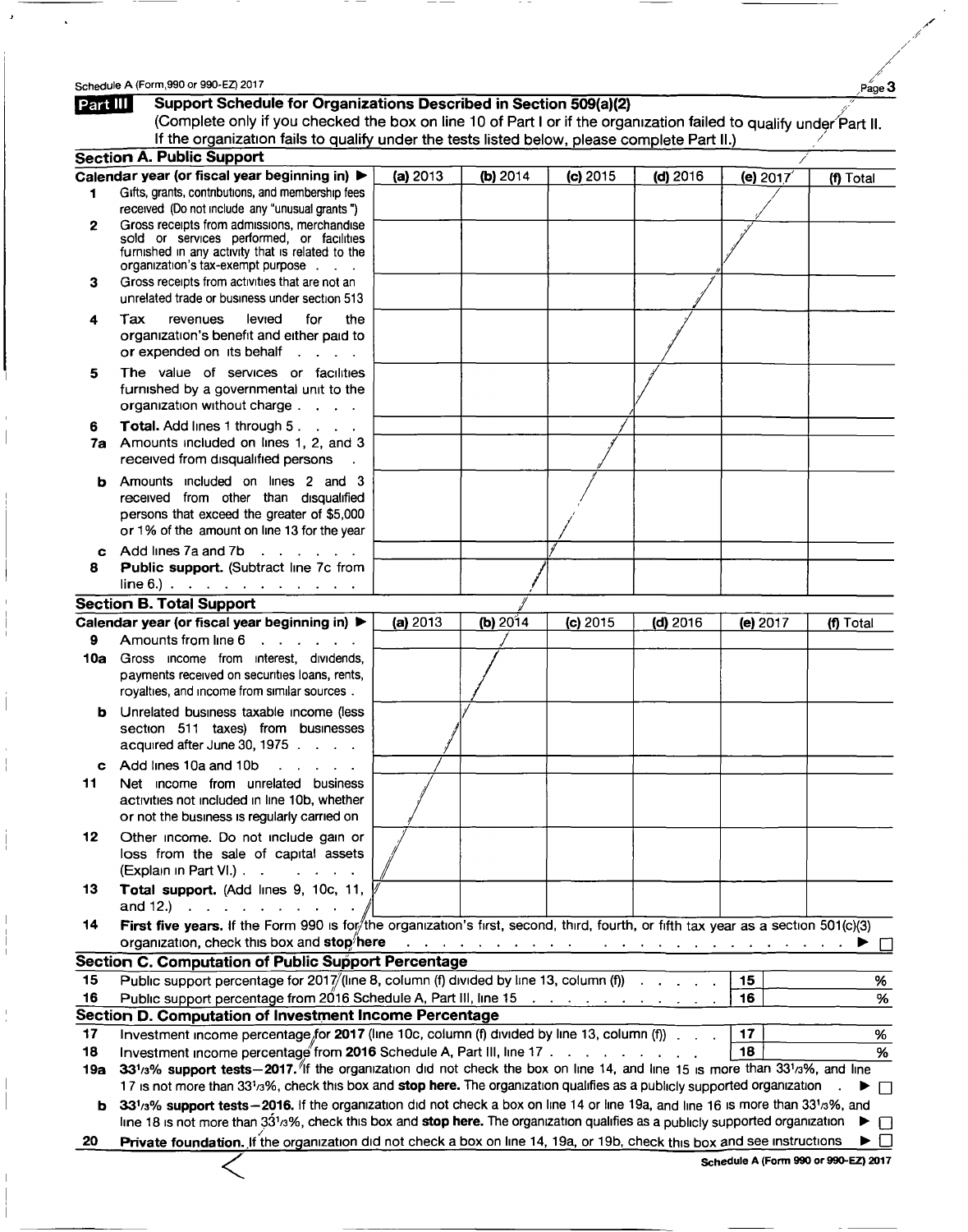Schedule A (Form 990 or 990-EZ) 2017

## Part III Support Schedule for Organizations Described in Section 509(a)(2)

(Complete only if you checked the box on line 10 of Part I or if the organization failed to qualify under Part II. If the organization fails to qualify under the tests listed below, please complete Part II.)

### Section A. Public Support

| Calendar year (or fiscal year beginning in) ▶ | (a) 2013 | (b) 2014 | (c) 2015 | (d) 2016 | (e) 2017 | (f) Total |
|---|---|---|---|---|---|---|
| 1 Gifts, grants, contributions, and membership fees received (Do not include any "unusual grants") | | | | | | |
| 2 Gross receipts from admissions, merchandise sold or services performed, or facilities furnished in any activity that is related to the organization's tax-exempt purpose | | | | | | |
| 3 Gross receipts from activities that are not an unrelated trade or business under section 513 | | | | | | |
| 4 Tax revenues levied for the organization's benefit and either paid to or expended on its behalf | | | | | | |
| 5 The value of services or facilities furnished by a governmental unit to the organization without charge | | | | | | |
| 6 **Total.** Add lines 1 through 5 | | | | | | |
| 7a Amounts included on lines 1, 2, and 3 received from disqualified persons | | | | | | |
| b Amounts included on lines 2 and 3 received from other than disqualified persons that exceed the greater of $5,000 or 1% of the amount on line 13 for the year | | | | | | |
| c Add lines 7a and 7b | | | | | | |
| 8 **Public support.** (Subtract line 7c from line 6.) | | | | | | |

### Section B. Total Support

| Calendar year (or fiscal year beginning in) ▶ | (a) 2013 | (b) 2014 | (c) 2015 | (d) 2016 | (e) 2017 | (f) Total |
|---|---|---|---|---|---|---|
| 9 Amounts from line 6 | | | | | | |
| 10a Gross income from interest, dividends, payments received on securities loans, rents, royalties, and income from similar sources | | | | | | |
| b Unrelated business taxable income (less section 511 taxes) from businesses acquired after June 30, 1975 | | | | | | |
| c Add lines 10a and 10b | | | | | | |
| 11 Net income from unrelated business activities not included in line 10b, whether or not the business is regularly carried on | | | | | | |
| 12 Other income. Do not include gain or loss from the sale of capital assets (Explain in Part VI.) | | | | | | |
| 13 **Total support.** (Add lines 9, 10c, 11, and 12.) | | | | | | |

14 **First five years.** If the Form 990 is for the organization's first, second, third, fourth, or fifth tax year as a section 501(c)(3) organization, check this box and **stop here** ▶ ☐

### Section C. Computation of Public Support Percentage

| | | | |
|---|---|---|---|
| 15 | Public support percentage for 2017 (line 8, column (f) divided by line 13, column (f)) | 15 | % |
| 16 | Public support percentage from 2016 Schedule A, Part III, line 15 | 16 | % |

### Section D. Computation of Investment Income Percentage

| | | | |
|---|---|---|---|
| 17 | Investment income percentage for **2017** (line 10c, column (f) divided by line 13, column (f)) | 17 | % |
| 18 | Investment income percentage from **2016** Schedule A, Part III, line 17 | 18 | % |

19a **33⅓% support tests—2017.** If the organization did not check the box on line 14, and line 15 is more than 33⅓%, and line 17 is not more than 33⅓%, check this box and **stop here.** The organization qualifies as a publicly supported organization ▶ ☐

b **33⅓% support tests—2016.** If the organization did not check a box on line 14 or line 19a, and line 16 is more than 33⅓%, and line 18 is not more than 33⅓%, check this box and **stop here.** The organization qualifies as a publicly supported organization ▶ ☐

20 **Private foundation.** If the organization did not check a box on line 14, 19a, or 19b, check this box and see instructions ▶ ☐

Schedule A (Form 990 or 990-EZ) 2017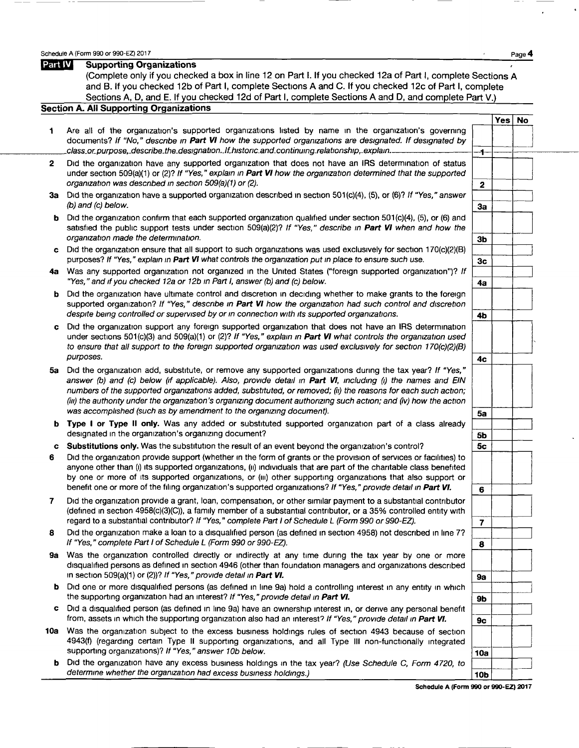Schedule A (Form 990 or 990-EZ) 2017

## Part IV Supporting Organizations

(Complete only if you checked a box in line 12 on Part I. If you checked 12a of Part I, complete Sections A and B. If you checked 12b of Part I, complete Sections A and C. If you checked 12c of Part I, complete Sections A, D, and E. If you checked 12d of Part I, complete Sections A and D, and complete Part V.)

### Section A. All Supporting Organizations

| | | | Yes | No |
|---|---|---|---|---|
| 1 | Are all of the organization's supported organizations listed by name in the organization's governing documents? *If "No," describe in* **Part VI** *how the supported organizations are designated. If designated by class or purpose, describe the designation. If historic and continuing relationship, explain.* | 1 | | |
| 2 | Did the organization have any supported organization that does not have an IRS determination of status under section 509(a)(1) or (2)? *If "Yes," explain in* **Part VI** *how the organization determined that the supported organization was described in section 509(a)(1) or (2).* | 2 | | |
| 3a | Did the organization have a supported organization described in section 501(c)(4), (5), or (6)? *If "Yes," answer (b) and (c) below.* | 3a | | |
| b | Did the organization confirm that each supported organization qualified under section 501(c)(4), (5), or (6) and satisfied the public support tests under section 509(a)(2)? *If "Yes," describe in* **Part VI** *when and how the organization made the determination.* | 3b | | |
| c | Did the organization ensure that all support to such organizations was used exclusively for section 170(c)(2)(B) purposes? *If "Yes," explain in* **Part VI** *what controls the organization put in place to ensure such use.* | 3c | | |
| 4a | Was any supported organization not organized in the United States ("foreign supported organization")? *If "Yes," and if you checked 12a or 12b in Part I, answer (b) and (c) below.* | 4a | | |
| b | Did the organization have ultimate control and discretion in deciding whether to make grants to the foreign supported organization? *If "Yes," describe in* **Part VI** *how the organization had such control and discretion despite being controlled or supervised by or in connection with its supported organizations.* | 4b | | |
| c | Did the organization support any foreign supported organization that does not have an IRS determination under sections 501(c)(3) and 509(a)(1) or (2)? *If "Yes," explain in* **Part VI** *what controls the organization used to ensure that all support to the foreign supported organization was used exclusively for section 170(c)(2)(B) purposes.* | 4c | | |
| 5a | Did the organization add, substitute, or remove any supported organizations during the tax year? *If "Yes," answer (b) and (c) below (if applicable). Also, provide detail in* **Part VI**, *including (i) the names and EIN numbers of the supported organizations added, substituted, or removed; (ii) the reasons for each such action; (iii) the authority under the organization's organizing document authorizing such action; and (iv) how the action was accomplished (such as by amendment to the organizing document).* | 5a | | |
| b | **Type I or Type II only.** Was any added or substituted supported organization part of a class already designated in the organization's organizing document? | 5b | | |
| c | **Substitutions only.** Was the substitution the result of an event beyond the organization's control? | 5c | | |
| 6 | Did the organization provide support (whether in the form of grants or the provision of services or facilities) to anyone other than (i) its supported organizations, (ii) individuals that are part of the charitable class benefited by one or more of its supported organizations, or (iii) other supporting organizations that also support or benefit one or more of the filing organization's supported organizations? *If "Yes," provide detail in* **Part VI.** | 6 | | |
| 7 | Did the organization provide a grant, loan, compensation, or other similar payment to a substantial contributor (defined in section 4958(c)(3)(C)), a family member of a substantial contributor, or a 35% controlled entity with regard to a substantial contributor? *If "Yes," complete Part I of Schedule L (Form 990 or 990-EZ).* | 7 | | |
| 8 | Did the organization make a loan to a disqualified person (as defined in section 4958) not described in line 7? *If "Yes," complete Part I of Schedule L (Form 990 or 990-EZ).* | 8 | | |
| 9a | Was the organization controlled directly or indirectly at any time during the tax year by one or more disqualified persons as defined in section 4946 (other than foundation managers and organizations described in section 509(a)(1) or (2))? *If "Yes," provide detail in* **Part VI.** | 9a | | |
| b | Did one or more disqualified persons (as defined in line 9a) hold a controlling interest in any entity in which the supporting organization had an interest? *If "Yes," provide detail in* **Part VI.** | 9b | | |
| c | Did a disqualified person (as defined in line 9a) have an ownership interest in, or derive any personal benefit from, assets in which the supporting organization also had an interest? *If "Yes," provide detail in* **Part VI.** | 9c | | |
| 10a | Was the organization subject to the excess business holdings rules of section 4943 because of section 4943(f) (regarding certain Type II supporting organizations, and all Type III non-functionally integrated supporting organizations)? *If "Yes," answer 10b below.* | 10a | | |
| b | Did the organization have any excess business holdings in the tax year? *(Use Schedule C, Form 4720, to determine whether the organization had excess business holdings.)* | 10b | | |

Schedule A (Form 990 or 990-EZ) 2017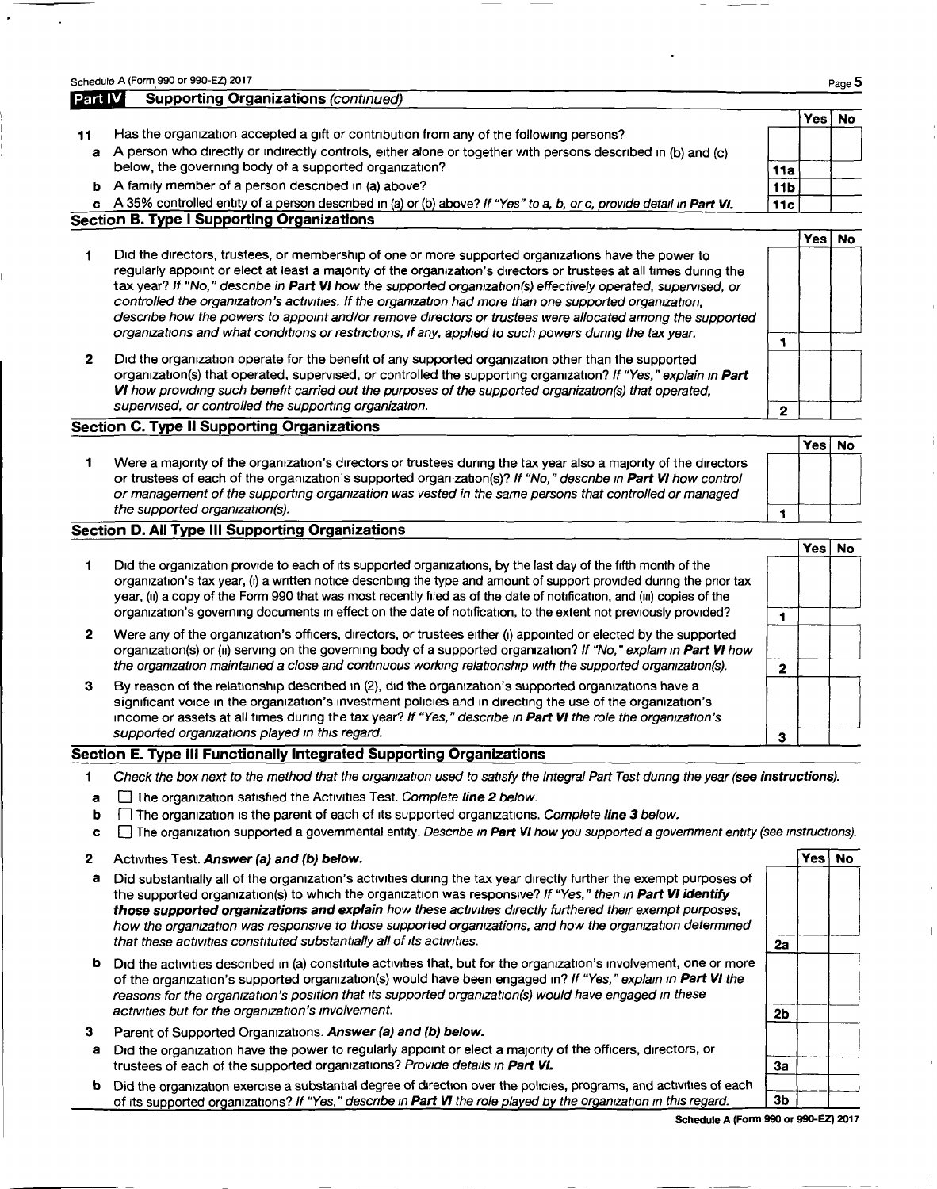## Part IV Supporting Organizations *(continued)*

| | | | Yes | No |
|---|---|---|---|---|
| **11** | Has the organization accepted a gift or contribution from any of the following persons? | | | |
| **a** | A person who directly or indirectly controls, either alone or together with persons described in (b) and (c) below, the governing body of a supported organization? | 11a | | |
| **b** | A family member of a person described in (a) above? | 11b | | |
| **c** | A 35% controlled entity of a person described in (a) or (b) above? *If "Yes" to a, b, or c, provide detail in* ***Part VI.*** | 11c | | |

### Section B. Type I Supporting Organizations

| | | | Yes | No |
|---|---|---|---|---|
| **1** | Did the directors, trustees, or membership of one or more supported organizations have the power to regularly appoint or elect at least a majority of the organization's directors or trustees at all times during the tax year? *If "No," describe in* ***Part VI*** *how the supported organization(s) effectively operated, supervised, or controlled the organization's activities. If the organization had more than one supported organization, describe how the powers to appoint and/or remove directors or trustees were allocated among the supported organizations and what conditions or restrictions, if any, applied to such powers during the tax year.* | 1 | | |
| **2** | Did the organization operate for the benefit of any supported organization other than the supported organization(s) that operated, supervised, or controlled the supporting organization? *If "Yes," explain in* ***Part VI*** *how providing such benefit carried out the purposes of the supported organization(s) that operated, supervised, or controlled the supporting organization.* | 2 | | |

### Section C. Type II Supporting Organizations

| | | | Yes | No |
|---|---|---|---|---|
| **1** | Were a majority of the organization's directors or trustees during the tax year also a majority of the directors or trustees of each of the organization's supported organization(s)? *If "No," describe in* ***Part VI*** *how control or management of the supporting organization was vested in the same persons that controlled or managed the supported organization(s).* | 1 | | |

### Section D. All Type III Supporting Organizations

| | | | Yes | No |
|---|---|---|---|---|
| **1** | Did the organization provide to each of its supported organizations, by the last day of the fifth month of the organization's tax year, (i) a written notice describing the type and amount of support provided during the prior tax year, (ii) a copy of the Form 990 that was most recently filed as of the date of notification, and (iii) copies of the organization's governing documents in effect on the date of notification, to the extent not previously provided? | 1 | | |
| **2** | Were any of the organization's officers, directors, or trustees either (i) appointed or elected by the supported organization(s) or (ii) serving on the governing body of a supported organization? *If "No," explain in* ***Part VI*** *how the organization maintained a close and continuous working relationship with the supported organization(s).* | 2 | | |
| **3** | By reason of the relationship described in (2), did the organization's supported organizations have a significant voice in the organization's investment policies and in directing the use of the organization's income or assets at all times during the tax year? *If "Yes," describe in* ***Part VI*** *the role the organization's supported organizations played in this regard.* | 3 | | |

### Section E. Type III Functionally Integrated Supporting Organizations

**1** *Check the box next to the method that the organization used to satisfy the Integral Part Test during the year* ***(see instructions).***

- **a** ☐ The organization satisfied the Activities Test. *Complete* ***line 2*** *below.*
- **b** ☐ The organization is the parent of each of its supported organizations. *Complete* ***line 3*** *below.*
- **c** ☐ The organization supported a governmental entity. *Describe in* ***Part VI*** *how you supported a government entity (see instructions).*

| | | | Yes | No |
|---|---|---|---|---|
| **2** | Activities Test. ***Answer (a) and (b) below.*** | | | |
| **a** | Did substantially all of the organization's activities during the tax year directly further the exempt purposes of the supported organization(s) to which the organization was responsive? *If "Yes," then in* ***Part VI identify those supported organizations and explain*** *how these activities directly furthered their exempt purposes, how the organization was responsive to those supported organizations, and how the organization determined that these activities constituted substantially all of its activities.* | 2a | | |
| **b** | Did the activities described in (a) constitute activities that, but for the organization's involvement, one or more of the organization's supported organization(s) would have been engaged in? *If "Yes," explain in* ***Part VI*** *the reasons for the organization's position that its supported organization(s) would have engaged in these activities but for the organization's involvement.* | 2b | | |
| **3** | Parent of Supported Organizations. ***Answer (a) and (b) below.*** | | | |
| **a** | Did the organization have the power to regularly appoint or elect a majority of the officers, directors, or trustees of each of the supported organizations? ***Provide details in Part VI.*** | 3a | | |
| **b** | Did the organization exercise a substantial degree of direction over the policies, programs, and activities of each of its supported organizations? *If "Yes," describe in* ***Part VI*** *the role played by the organization in this regard.* | 3b | | |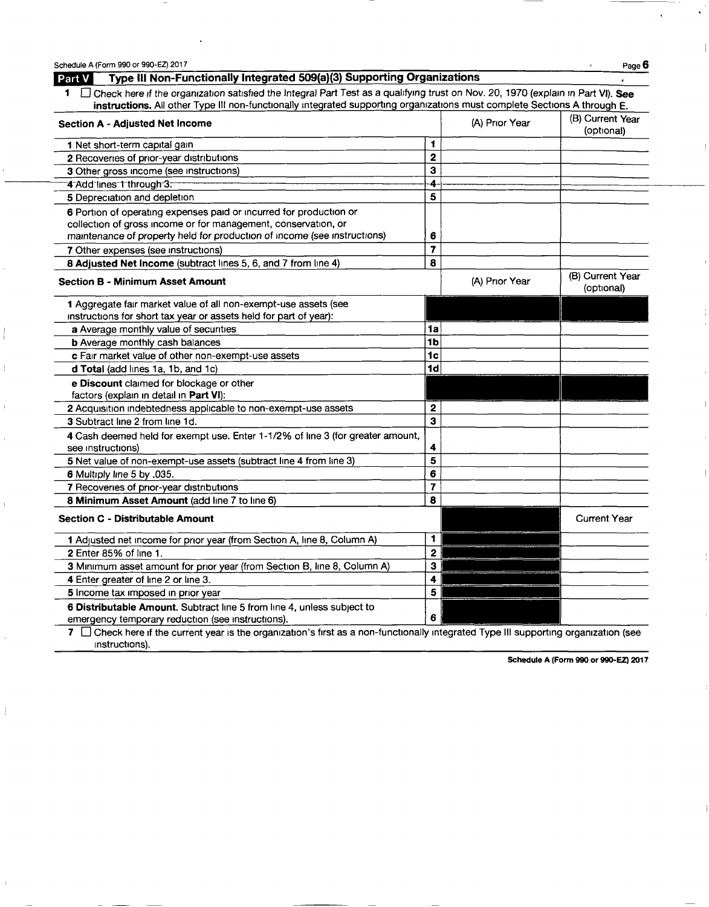## Part V Type III Non-Functionally Integrated 509(a)(3) Supporting Organizations

1 ☐ Check here if the organization satisfied the Integral Part Test as a qualifying trust on Nov. 20, 1970 (explain in Part VI). **See instructions.** All other Type III non-functionally integrated supporting organizations must complete Sections A through E.

| Section A - Adjusted Net Income | | (A) Prior Year | (B) Current Year (optional) |
|---|---|---|---|
| 1 Net short-term capital gain | 1 | | |
| 2 Recoveries of prior-year distributions | 2 | | |
| 3 Other gross income (see instructions) | 3 | | |
| 4 Add lines 1 through 3. | 4 | | |
| 5 Depreciation and depletion | 5 | | |
| 6 Portion of operating expenses paid or incurred for production or collection of gross income or for management, conservation, or maintenance of property held for production of income (see instructions) | 6 | | |
| 7 Other expenses (see instructions) | 7 | | |
| 8 **Adjusted Net Income** (subtract lines 5, 6, and 7 from line 4) | 8 | | |

| Section B - Minimum Asset Amount | | (A) Prior Year | (B) Current Year (optional) |
|---|---|---|---|
| 1 Aggregate fair market value of all non-exempt-use assets (see instructions for short tax year or assets held for part of year): | | | |
| a Average monthly value of securities | 1a | | |
| b Average monthly cash balances | 1b | | |
| c Fair market value of other non-exempt-use assets | 1c | | |
| d **Total** (add lines 1a, 1b, and 1c) | 1d | | |
| e **Discount** claimed for blockage or other factors (explain in detail in **Part VI**): | | | |
| 2 Acquisition indebtedness applicable to non-exempt-use assets | 2 | | |
| 3 Subtract line 2 from line 1d. | 3 | | |
| 4 Cash deemed held for exempt use. Enter 1-1/2% of line 3 (for greater amount, see instructions) | 4 | | |
| 5 Net value of non-exempt-use assets (subtract line 4 from line 3) | 5 | | |
| 6 Multiply line 5 by .035. | 6 | | |
| 7 Recoveries of prior-year distributions | 7 | | |
| 8 **Minimum Asset Amount** (add line 7 to line 6) | 8 | | |

| Section C - Distributable Amount | | | Current Year |
|---|---|---|---|
| 1 Adjusted net income for prior year (from Section A, line 8, Column A) | 1 | | |
| 2 Enter 85% of line 1. | 2 | | |
| 3 Minimum asset amount for prior year (from Section B, line 8, Column A) | 3 | | |
| 4 Enter greater of line 2 or line 3. | 4 | | |
| 5 Income tax imposed in prior year | 5 | | |
| 6 **Distributable Amount.** Subtract line 5 from line 4, unless subject to emergency temporary reduction (see instructions). | 6 | | |

7 ☐ Check here if the current year is the organization's first as a non-functionally integrated Type III supporting organization (see instructions).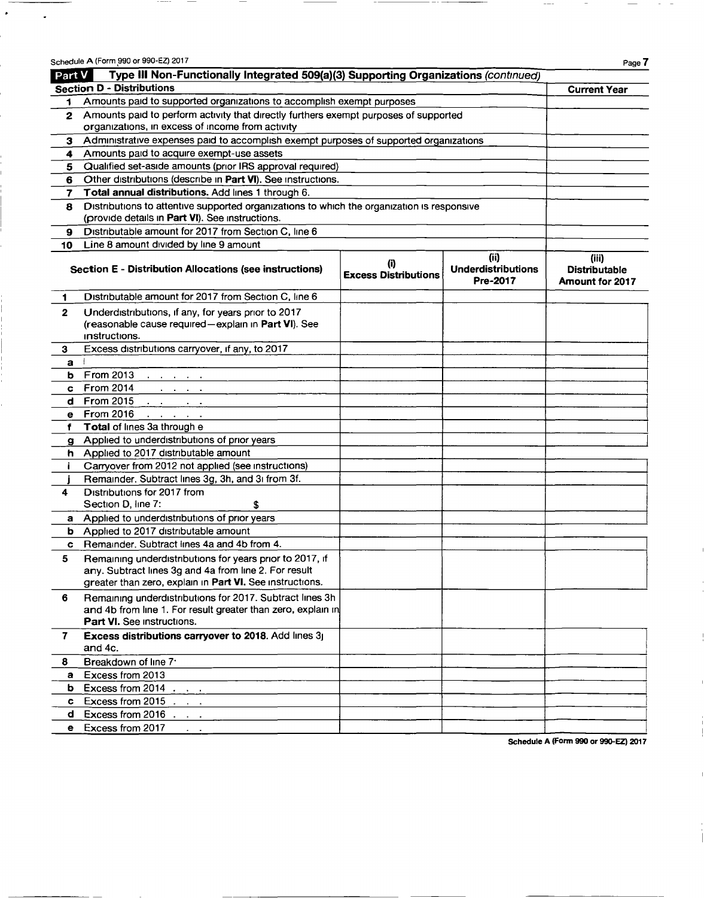Schedule A (Form 990 or 990-EZ) 2017

## Part V Type III Non-Functionally Integrated 509(a)(3) Supporting Organizations *(continued)*

| **Section D - Distributions** | | **Current Year** |
|---|---|---|
| 1 | Amounts paid to supported organizations to accomplish exempt purposes | |
| 2 | Amounts paid to perform activity that directly furthers exempt purposes of supported organizations, in excess of income from activity | |
| 3 | Administrative expenses paid to accomplish exempt purposes of supported organizations | |
| 4 | Amounts paid to acquire exempt-use assets | |
| 5 | Qualified set-aside amounts (prior IRS approval required) | |
| 6 | Other distributions (describe in **Part VI**). See instructions. | |
| 7 | **Total annual distributions.** Add lines 1 through 6. | |
| 8 | Distributions to attentive supported organizations to which the organization is responsive (provide details in **Part VI**). See instructions. | |
| 9 | Distributable amount for 2017 from Section C, line 6 | |
| 10 | Line 8 amount divided by line 9 amount | |

| | **Section E - Distribution Allocations (see instructions)** | **(i) Excess Distributions** | **(ii) Underdistributions Pre-2017** | **(iii) Distributable Amount for 2017** |
|---|---|---|---|---|
| 1 | Distributable amount for 2017 from Section C, line 6 | | | |
| 2 | Underdistributions, if any, for years prior to 2017 (reasonable cause required—explain in **Part VI**). See instructions. | | | |
| 3 | Excess distributions carryover, if any, to 2017 | | | |
| a | | | | |
| b | From 2013 | | | |
| c | From 2014 | | | |
| d | From 2015 | | | |
| e | From 2016 | | | |
| f | **Total** of lines 3a through e | | | |
| g | Applied to underdistributions of prior years | | | |
| h | Applied to 2017 distributable amount | | | |
| i | Carryover from 2012 not applied (see instructions) | | | |
| j | Remainder. Subtract lines 3g, 3h, and 3i from 3f. | | | |
| 4 | Distributions for 2017 from Section D, line 7: $ | | | |
| a | Applied to underdistributions of prior years | | | |
| b | Applied to 2017 distributable amount | | | |
| c | Remainder. Subtract lines 4a and 4b from 4. | | | |
| 5 | Remaining underdistributions for years prior to 2017, if any. Subtract lines 3g and 4a from line 2. For result greater than zero, explain in **Part VI.** See instructions. | | | |
| 6 | Remaining underdistributions for 2017. Subtract lines 3h and 4b from line 1. For result greater than zero, explain in **Part VI.** See instructions. | | | |
| 7 | **Excess distributions carryover to 2018.** Add lines 3j and 4c. | | | |
| 8 | Breakdown of line 7: | | | |
| a | Excess from 2013 | | | |
| b | Excess from 2014 | | | |
| c | Excess from 2015 | | | |
| d | Excess from 2016 | | | |
| e | Excess from 2017 | | | |

Schedule A (Form 990 or 990-EZ) 2017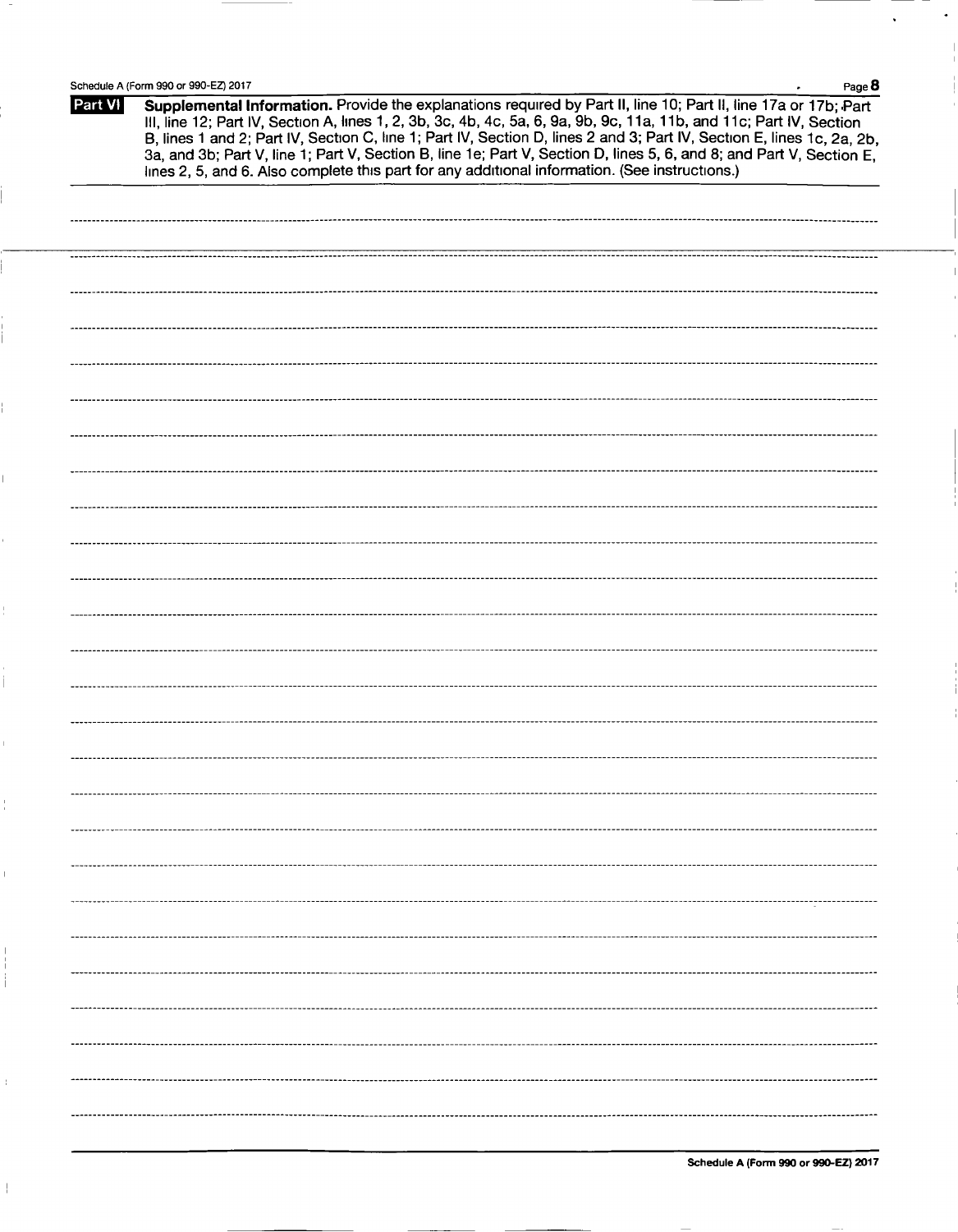## Part VI Supplemental Information.

**Supplemental Information.** Provide the explanations required by Part II, line 10; Part II, line 17a or 17b; Part III, line 12; Part IV, Section A, lines 1, 2, 3b, 3c, 4b, 4c, 5a, 6, 9a, 9b, 9c, 11a, 11b, and 11c; Part IV, Section B, lines 1 and 2; Part IV, Section C, line 1; Part IV, Section D, lines 2 and 3; Part IV, Section E, lines 1c, 2a, 2b, 3a, and 3b; Part V, line 1; Part V, Section B, line 1e; Part V, Section D, lines 5, 6, and 8; and Part V, Section E, lines 2, 5, and 6. Also complete this part for any additional information. (See instructions.)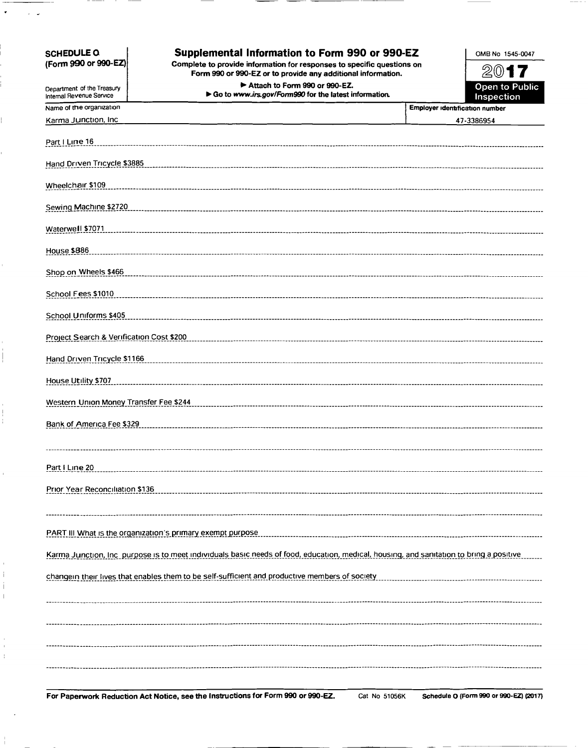**SCHEDULE O**
**(Form 990 or 990-EZ)**

Department of the Treasury
Internal Revenue Service

# Supplemental Information to Form 990 or 990-EZ

**Complete to provide information for responses to specific questions on Form 990 or 990-EZ or to provide any additional information.**

▶ Attach to Form 990 or 990-EZ.
▶ Go to *www.irs.gov/Form990* for the latest information.

OMB No 1545-0047

**2017**

**Open to Public Inspection**

| Name of the organization | Employer identification number |
|---|---|
| Karma Junction, Inc | 47-3386954 |

Part I Line 16

Hand Driven Tricycle $3885

Wheelchair $109

Sewing Machine $2720

Waterwell $7071

House $886

Shop on Wheels $466

School Fees $1010

School Uniforms $405

Project Search & Verification Cost $200

Hand Driven Tricycle $1166

House Utility $707

Western Union Money Transfer Fee $244

Bank of America Fee $329

Part I Line 20

Prior Year Reconciliation $136

PART III What is the organization's primary exempt purpose

Karma Junction, Inc purpose is to meet individuals basic needs of food, education, medical, housing, and sanitation to bring a positive changein their lives that enables them to be self-sufficient and productive members of society

**For Paperwork Reduction Act Notice, see the Instructions for Form 990 or 990-EZ.** Cat No 51056K **Schedule O (Form 990 or 990-EZ) (2017)**